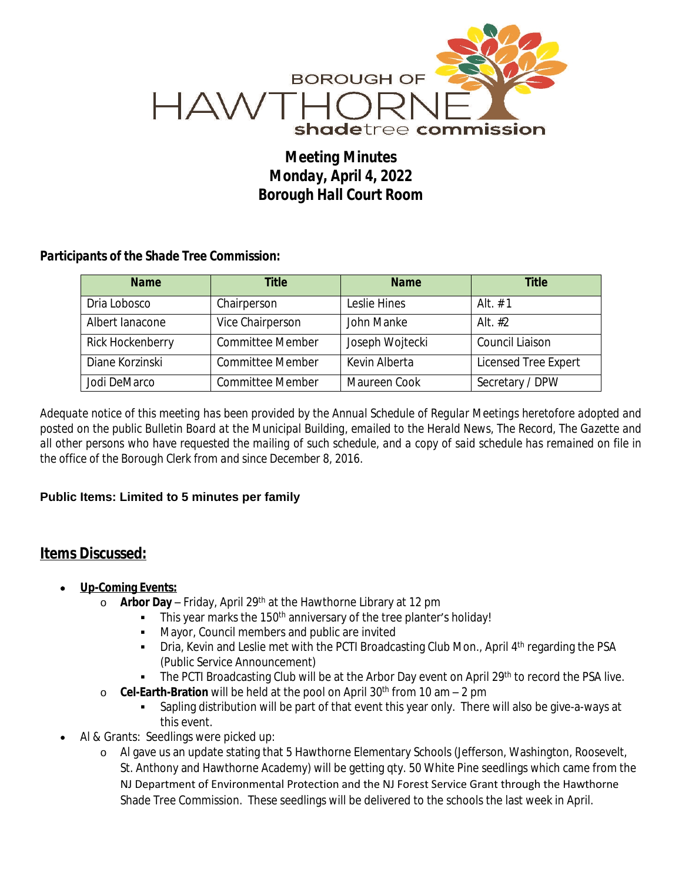BOROUGH OF HAWTHORNE shadetree commission

# Meeting Minutes
# Monday, April 4, 2022
# Borough Hall Court Room

***Participants of the Shade Tree Commission:***

| Name | Title | Name | Title |
|---|---|---|---|
| Dria Lobosco | Chairperson | Leslie Hines | Alt. #1 |
| Albert Ianacone | Vice Chairperson | John Manke | Alt. #2 |
| Rick Hockenberry | Committee Member | Joseph Wojtecki | Council Liaison |
| Diane Korzinski | Committee Member | Kevin Alberta | Licensed Tree Expert |
| Jodi DeMarco | Committee Member | Maureen Cook | Secretary / DPW |

*Adequate notice of this meeting has been provided by the Annual Schedule of Regular Meetings heretofore adopted and posted on the public Bulletin Board at the Municipal Building, emailed to the Herald News, The Record, The Gazette and all other persons who have requested the mailing of such schedule, and a copy of said schedule has remained on file in the office of the Borough Clerk from and since December 8, 2016.*

**Public Items: Limited to 5 minutes per family**

## Items Discussed:

- **Up-Coming Events:**
  - **Arbor Day** – Friday, April 29th at the Hawthorne Library at 12 pm
    - This year marks the 150th anniversary of the tree planter's holiday!
    - Mayor, Council members and public are invited
    - Dria, Kevin and Leslie met with the PCTI Broadcasting Club Mon., April 4th regarding the PSA (Public Service Announcement)
    - The PCTI Broadcasting Club will be at the Arbor Day event on April 29th to record the PSA live.
  - **Cel-Earth-Bration** will be held at the pool on April 30th from 10 am – 2 pm
    - Sapling distribution will be part of that event this year only. There will also be give-a-ways at this event.
- Al & Grants: Seedlings were picked up:
  - Al gave us an update stating that 5 Hawthorne Elementary Schools (Jefferson, Washington, Roosevelt, St. Anthony and Hawthorne Academy) will be getting qty. 50 White Pine seedlings which came from the NJ Department of Environmental Protection and the NJ Forest Service Grant through the Hawthorne Shade Tree Commission. These seedlings will be delivered to the schools the last week in April.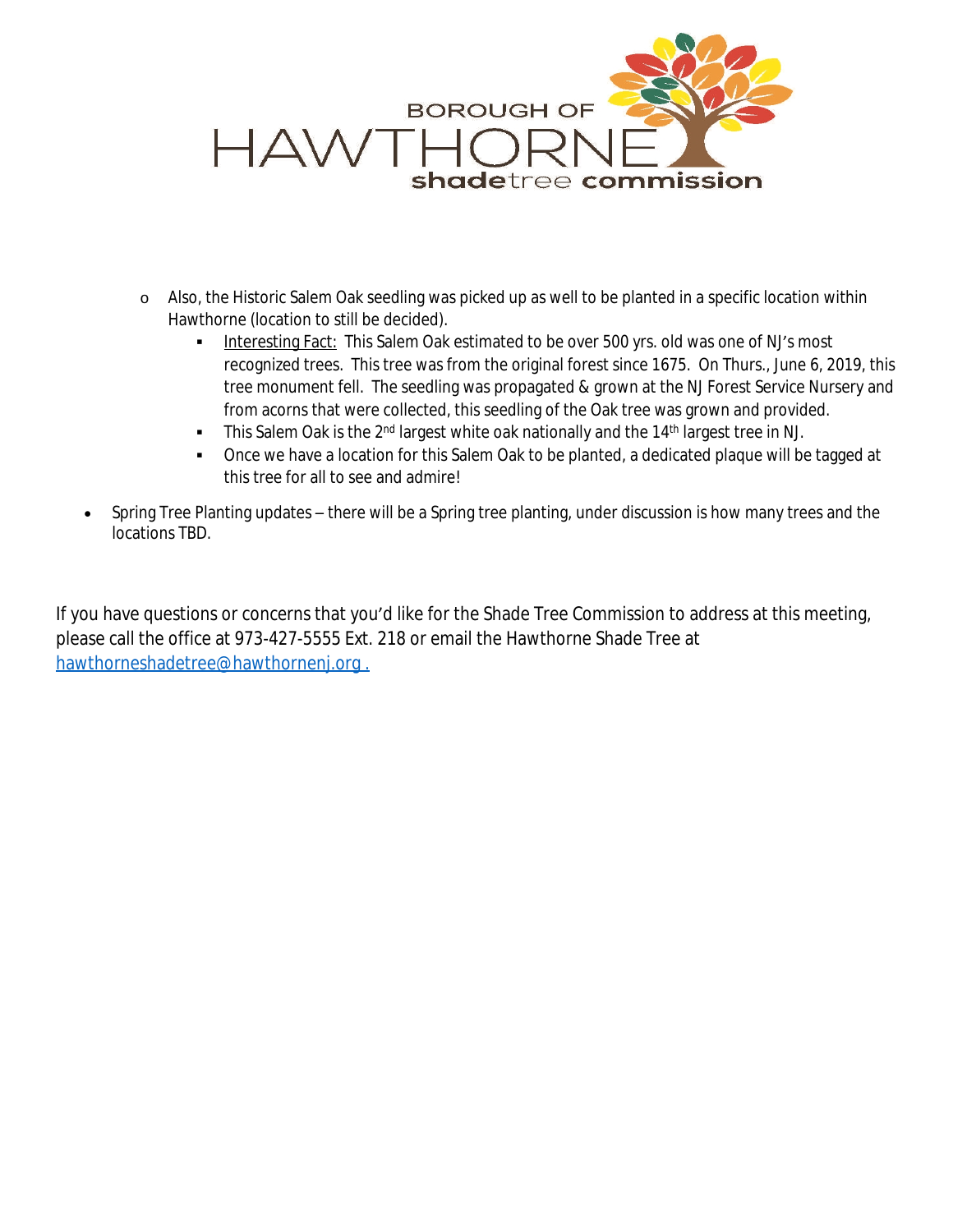BOROUGH OF HAWTHORNE shadetree commission

- Also, the Historic Salem Oak seedling was picked up as well to be planted in a specific location within Hawthorne (location to still be decided).
  - Interesting Fact: This Salem Oak estimated to be over 500 yrs. old was one of NJ's most recognized trees. This tree was from the original forest since 1675. On Thurs., June 6, 2019, this tree monument fell. The seedling was propagated & grown at the NJ Forest Service Nursery and from acorns that were collected, this seedling of the Oak tree was grown and provided.
  - This Salem Oak is the 2nd largest white oak nationally and the 14th largest tree in NJ.
  - Once we have a location for this Salem Oak to be planted, a dedicated plaque will be tagged at this tree for all to see and admire!

- Spring Tree Planting updates – there will be a Spring tree planting, under discussion is how many trees and the locations TBD.

If you have questions or concerns that you'd like for the Shade Tree Commission to address at this meeting, please call the office at 973-427-5555 Ext. 218 or email the Hawthorne Shade Tree at hawthorneshadetree@hawthornenj.org .